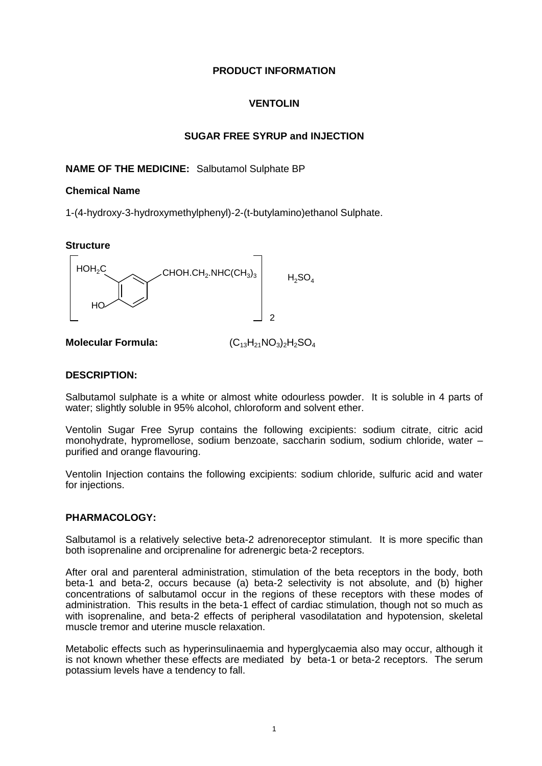**PRODUCT INFORMATION**

**VENTOLIN**

**SUGAR FREE SYRUP and INJECTION**

**NAME OF THE MEDICINE:** Salbutamol Sulphate BP

**Chemical Name**

1-(4-hydroxy-3-hydroxymethylphenyl)-2-(t-butylamino)ethanol Sulphate.

**Structure**

$$\left[ \text{HOH}_2\text{C}, \text{HO} - \text{C}_6\text{H}_3 - \text{CHOH.CH}_2\text{.NHC(CH}_3)_3 \right]_2 \quad H_2SO_4$$

**Molecular Formula:** $(C_{13}H_{21}NO_3)_2H_2SO_4$

**DESCRIPTION:**

Salbutamol sulphate is a white or almost white odourless powder. It is soluble in 4 parts of water; slightly soluble in 95% alcohol, chloroform and solvent ether.

Ventolin Sugar Free Syrup contains the following excipients: sodium citrate, citric acid monohydrate, hypromellose, sodium benzoate, saccharin sodium, sodium chloride, water – purified and orange flavouring.

Ventolin Injection contains the following excipients: sodium chloride, sulfuric acid and water for injections.

**PHARMACOLOGY:**

Salbutamol is a relatively selective beta-2 adrenoreceptor stimulant. It is more specific than both isoprenaline and orciprenaline for adrenergic beta-2 receptors.

After oral and parenteral administration, stimulation of the beta receptors in the body, both beta-1 and beta-2, occurs because (a) beta-2 selectivity is not absolute, and (b) higher concentrations of salbutamol occur in the regions of these receptors with these modes of administration. This results in the beta-1 effect of cardiac stimulation, though not so much as with isoprenaline, and beta-2 effects of peripheral vasodilatation and hypotension, skeletal muscle tremor and uterine muscle relaxation.

Metabolic effects such as hyperinsulinaemia and hyperglycaemia also may occur, although it is not known whether these effects are mediated by beta-1 or beta-2 receptors. The serum potassium levels have a tendency to fall.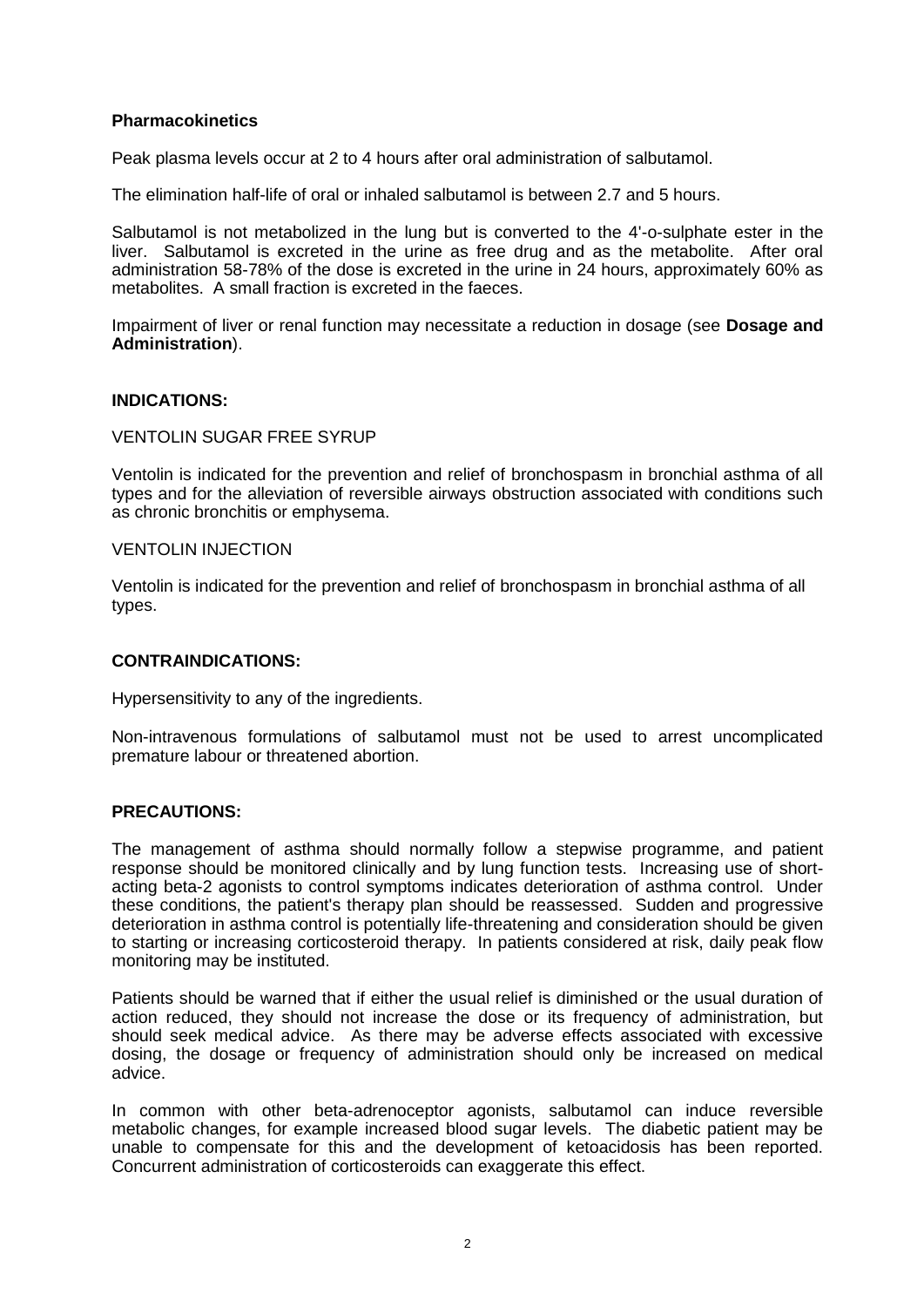**Pharmacokinetics**

Peak plasma levels occur at 2 to 4 hours after oral administration of salbutamol.

The elimination half-life of oral or inhaled salbutamol is between 2.7 and 5 hours.

Salbutamol is not metabolized in the lung but is converted to the 4'-o-sulphate ester in the liver. Salbutamol is excreted in the urine as free drug and as the metabolite. After oral administration 58-78% of the dose is excreted in the urine in 24 hours, approximately 60% as metabolites. A small fraction is excreted in the faeces.

Impairment of liver or renal function may necessitate a reduction in dosage (see **Dosage and Administration**).

## INDICATIONS:

VENTOLIN SUGAR FREE SYRUP

Ventolin is indicated for the prevention and relief of bronchospasm in bronchial asthma of all types and for the alleviation of reversible airways obstruction associated with conditions such as chronic bronchitis or emphysema.

VENTOLIN INJECTION

Ventolin is indicated for the prevention and relief of bronchospasm in bronchial asthma of all types.

## CONTRAINDICATIONS:

Hypersensitivity to any of the ingredients.

Non-intravenous formulations of salbutamol must not be used to arrest uncomplicated premature labour or threatened abortion.

## PRECAUTIONS:

The management of asthma should normally follow a stepwise programme, and patient response should be monitored clinically and by lung function tests. Increasing use of short-acting beta-2 agonists to control symptoms indicates deterioration of asthma control. Under these conditions, the patient's therapy plan should be reassessed. Sudden and progressive deterioration in asthma control is potentially life-threatening and consideration should be given to starting or increasing corticosteroid therapy. In patients considered at risk, daily peak flow monitoring may be instituted.

Patients should be warned that if either the usual relief is diminished or the usual duration of action reduced, they should not increase the dose or its frequency of administration, but should seek medical advice. As there may be adverse effects associated with excessive dosing, the dosage or frequency of administration should only be increased on medical advice.

In common with other beta-adrenoceptor agonists, salbutamol can induce reversible metabolic changes, for example increased blood sugar levels. The diabetic patient may be unable to compensate for this and the development of ketoacidosis has been reported. Concurrent administration of corticosteroids can exaggerate this effect.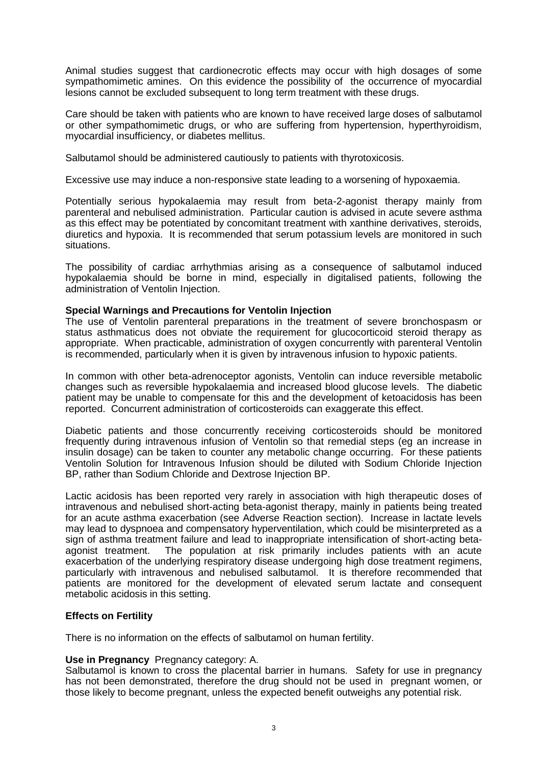Animal studies suggest that cardionecrotic effects may occur with high dosages of some sympathomimetic amines. On this evidence the possibility of the occurrence of myocardial lesions cannot be excluded subsequent to long term treatment with these drugs.

Care should be taken with patients who are known to have received large doses of salbutamol or other sympathomimetic drugs, or who are suffering from hypertension, hyperthyroidism, myocardial insufficiency, or diabetes mellitus.

Salbutamol should be administered cautiously to patients with thyrotoxicosis.

Excessive use may induce a non-responsive state leading to a worsening of hypoxaemia.

Potentially serious hypokalaemia may result from beta-2-agonist therapy mainly from parenteral and nebulised administration. Particular caution is advised in acute severe asthma as this effect may be potentiated by concomitant treatment with xanthine derivatives, steroids, diuretics and hypoxia. It is recommended that serum potassium levels are monitored in such situations.

The possibility of cardiac arrhythmias arising as a consequence of salbutamol induced hypokalaemia should be borne in mind, especially in digitalised patients, following the administration of Ventolin Injection.

**Special Warnings and Precautions for Ventolin Injection**

The use of Ventolin parenteral preparations in the treatment of severe bronchospasm or status asthmaticus does not obviate the requirement for glucocorticoid steroid therapy as appropriate. When practicable, administration of oxygen concurrently with parenteral Ventolin is recommended, particularly when it is given by intravenous infusion to hypoxic patients.

In common with other beta-adrenoceptor agonists, Ventolin can induce reversible metabolic changes such as reversible hypokalaemia and increased blood glucose levels. The diabetic patient may be unable to compensate for this and the development of ketoacidosis has been reported. Concurrent administration of corticosteroids can exaggerate this effect.

Diabetic patients and those concurrently receiving corticosteroids should be monitored frequently during intravenous infusion of Ventolin so that remedial steps (eg an increase in insulin dosage) can be taken to counter any metabolic change occurring. For these patients Ventolin Solution for Intravenous Infusion should be diluted with Sodium Chloride Injection BP, rather than Sodium Chloride and Dextrose Injection BP.

Lactic acidosis has been reported very rarely in association with high therapeutic doses of intravenous and nebulised short-acting beta-agonist therapy, mainly in patients being treated for an acute asthma exacerbation (see Adverse Reaction section). Increase in lactate levels may lead to dyspnoea and compensatory hyperventilation, which could be misinterpreted as a sign of asthma treatment failure and lead to inappropriate intensification of short-acting beta-agonist treatment. The population at risk primarily includes patients with an acute exacerbation of the underlying respiratory disease undergoing high dose treatment regimens, particularly with intravenous and nebulised salbutamol. It is therefore recommended that patients are monitored for the development of elevated serum lactate and consequent metabolic acidosis in this setting.

**Effects on Fertility**

There is no information on the effects of salbutamol on human fertility.

**Use in Pregnancy** Pregnancy category: A.

Salbutamol is known to cross the placental barrier in humans. Safety for use in pregnancy has not been demonstrated, therefore the drug should not be used in pregnant women, or those likely to become pregnant, unless the expected benefit outweighs any potential risk.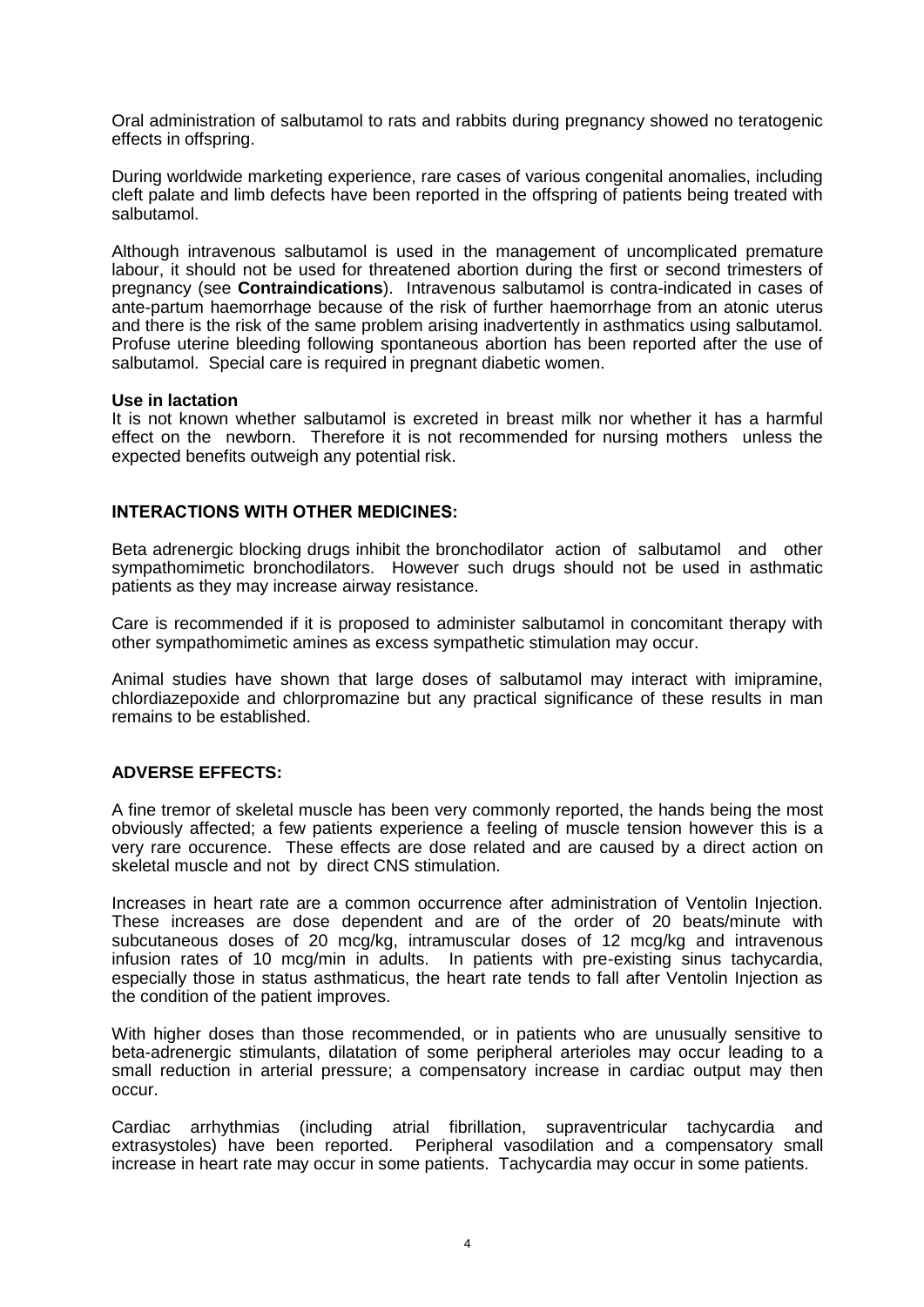Oral administration of salbutamol to rats and rabbits during pregnancy showed no teratogenic effects in offspring.

During worldwide marketing experience, rare cases of various congenital anomalies, including cleft palate and limb defects have been reported in the offspring of patients being treated with salbutamol.

Although intravenous salbutamol is used in the management of uncomplicated premature labour, it should not be used for threatened abortion during the first or second trimesters of pregnancy (see **Contraindications**). Intravenous salbutamol is contra-indicated in cases of ante-partum haemorrhage because of the risk of further haemorrhage from an atonic uterus and there is the risk of the same problem arising inadvertently in asthmatics using salbutamol. Profuse uterine bleeding following spontaneous abortion has been reported after the use of salbutamol. Special care is required in pregnant diabetic women.

**Use in lactation**

It is not known whether salbutamol is excreted in breast milk nor whether it has a harmful effect on the newborn. Therefore it is not recommended for nursing mothers unless the expected benefits outweigh any potential risk.

## INTERACTIONS WITH OTHER MEDICINES:

Beta adrenergic blocking drugs inhibit the bronchodilator action of salbutamol and other sympathomimetic bronchodilators. However such drugs should not be used in asthmatic patients as they may increase airway resistance.

Care is recommended if it is proposed to administer salbutamol in concomitant therapy with other sympathomimetic amines as excess sympathetic stimulation may occur.

Animal studies have shown that large doses of salbutamol may interact with imipramine, chlordiazepoxide and chlorpromazine but any practical significance of these results in man remains to be established.

## ADVERSE EFFECTS:

A fine tremor of skeletal muscle has been very commonly reported, the hands being the most obviously affected; a few patients experience a feeling of muscle tension however this is a very rare occurence. These effects are dose related and are caused by a direct action on skeletal muscle and not by direct CNS stimulation.

Increases in heart rate are a common occurrence after administration of Ventolin Injection. These increases are dose dependent and are of the order of 20 beats/minute with subcutaneous doses of 20 mcg/kg, intramuscular doses of 12 mcg/kg and intravenous infusion rates of 10 mcg/min in adults. In patients with pre-existing sinus tachycardia, especially those in status asthmaticus, the heart rate tends to fall after Ventolin Injection as the condition of the patient improves.

With higher doses than those recommended, or in patients who are unusually sensitive to beta-adrenergic stimulants, dilatation of some peripheral arterioles may occur leading to a small reduction in arterial pressure; a compensatory increase in cardiac output may then occur.

Cardiac arrhythmias (including atrial fibrillation, supraventricular tachycardia and extrasystoles) have been reported. Peripheral vasodilation and a compensatory small increase in heart rate may occur in some patients. Tachycardia may occur in some patients.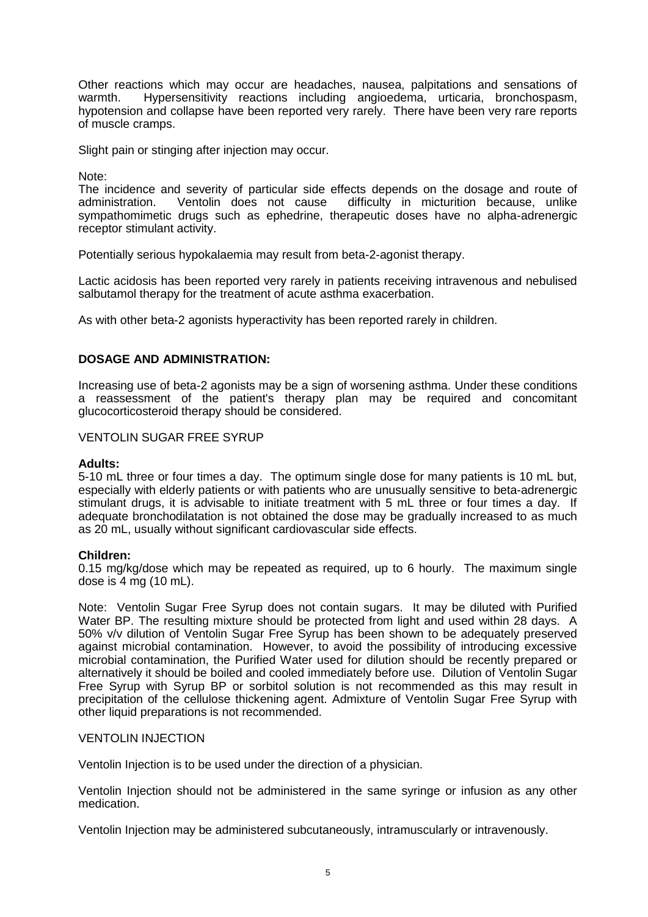Other reactions which may occur are headaches, nausea, palpitations and sensations of warmth. Hypersensitivity reactions including angioedema, urticaria, bronchospasm, hypotension and collapse have been reported very rarely. There have been very rare reports of muscle cramps.

Slight pain or stinging after injection may occur.

Note:
The incidence and severity of particular side effects depends on the dosage and route of administration. Ventolin does not cause difficulty in micturition because, unlike sympathomimetic drugs such as ephedrine, therapeutic doses have no alpha-adrenergic receptor stimulant activity.

Potentially serious hypokalaemia may result from beta-2-agonist therapy.

Lactic acidosis has been reported very rarely in patients receiving intravenous and nebulised salbutamol therapy for the treatment of acute asthma exacerbation.

As with other beta-2 agonists hyperactivity has been reported rarely in children.

## DOSAGE AND ADMINISTRATION:

Increasing use of beta-2 agonists may be a sign of worsening asthma. Under these conditions a reassessment of the patient's therapy plan may be required and concomitant glucocorticosteroid therapy should be considered.

### VENTOLIN SUGAR FREE SYRUP

**Adults:**
5-10 mL three or four times a day. The optimum single dose for many patients is 10 mL but, especially with elderly patients or with patients who are unusually sensitive to beta-adrenergic stimulant drugs, it is advisable to initiate treatment with 5 mL three or four times a day. If adequate bronchodilatation is not obtained the dose may be gradually increased to as much as 20 mL, usually without significant cardiovascular side effects.

**Children:**
0.15 mg/kg/dose which may be repeated as required, up to 6 hourly. The maximum single dose is 4 mg (10 mL).

Note: Ventolin Sugar Free Syrup does not contain sugars. It may be diluted with Purified Water BP. The resulting mixture should be protected from light and used within 28 days. A 50% v/v dilution of Ventolin Sugar Free Syrup has been shown to be adequately preserved against microbial contamination. However, to avoid the possibility of introducing excessive microbial contamination, the Purified Water used for dilution should be recently prepared or alternatively it should be boiled and cooled immediately before use. Dilution of Ventolin Sugar Free Syrup with Syrup BP or sorbitol solution is not recommended as this may result in precipitation of the cellulose thickening agent. Admixture of Ventolin Sugar Free Syrup with other liquid preparations is not recommended.

### VENTOLIN INJECTION

Ventolin Injection is to be used under the direction of a physician.

Ventolin Injection should not be administered in the same syringe or infusion as any other medication.

Ventolin Injection may be administered subcutaneously, intramuscularly or intravenously.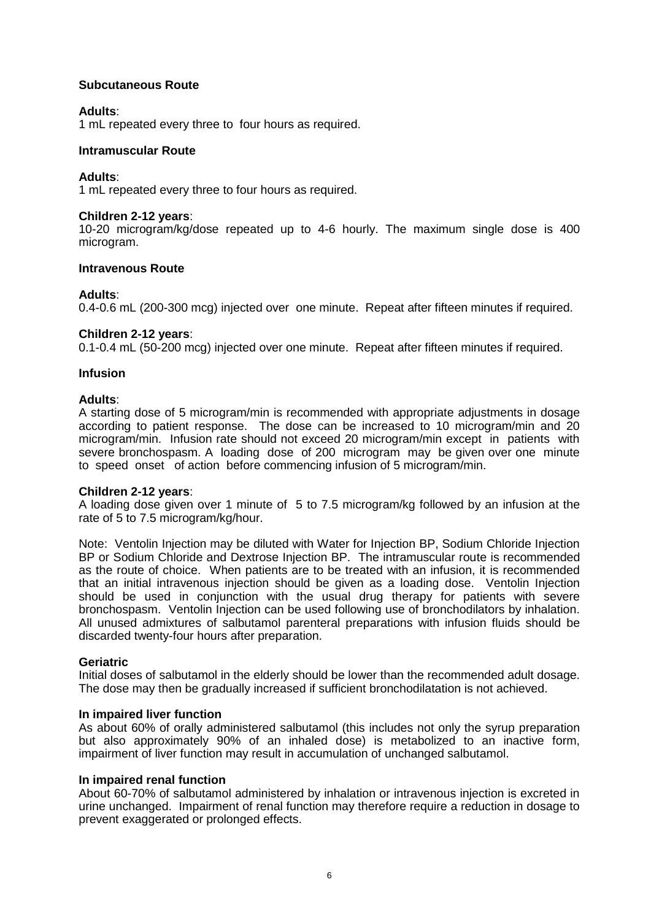**Subcutaneous Route**

**Adults**:
1 mL repeated every three to four hours as required.

**Intramuscular Route**

**Adults**:
1 mL repeated every three to four hours as required.

**Children 2-12 years**:
10-20 microgram/kg/dose repeated up to 4-6 hourly. The maximum single dose is 400 microgram.

**Intravenous Route**

**Adults**:
0.4-0.6 mL (200-300 mcg) injected over one minute. Repeat after fifteen minutes if required.

**Children 2-12 years**:
0.1-0.4 mL (50-200 mcg) injected over one minute. Repeat after fifteen minutes if required.

**Infusion**

**Adults**:
A starting dose of 5 microgram/min is recommended with appropriate adjustments in dosage according to patient response. The dose can be increased to 10 microgram/min and 20 microgram/min. Infusion rate should not exceed 20 microgram/min except in patients with severe bronchospasm. A loading dose of 200 microgram may be given over one minute to speed onset of action before commencing infusion of 5 microgram/min.

**Children 2-12 years**:
A loading dose given over 1 minute of 5 to 7.5 microgram/kg followed by an infusion at the rate of 5 to 7.5 microgram/kg/hour.

Note: Ventolin Injection may be diluted with Water for Injection BP, Sodium Chloride Injection BP or Sodium Chloride and Dextrose Injection BP. The intramuscular route is recommended as the route of choice. When patients are to be treated with an infusion, it is recommended that an initial intravenous injection should be given as a loading dose. Ventolin Injection should be used in conjunction with the usual drug therapy for patients with severe bronchospasm. Ventolin Injection can be used following use of bronchodilators by inhalation. All unused admixtures of salbutamol parenteral preparations with infusion fluids should be discarded twenty-four hours after preparation.

**Geriatric**
Initial doses of salbutamol in the elderly should be lower than the recommended adult dosage. The dose may then be gradually increased if sufficient bronchodilatation is not achieved.

**In impaired liver function**
As about 60% of orally administered salbutamol (this includes not only the syrup preparation but also approximately 90% of an inhaled dose) is metabolized to an inactive form, impairment of liver function may result in accumulation of unchanged salbutamol.

**In impaired renal function**
About 60-70% of salbutamol administered by inhalation or intravenous injection is excreted in urine unchanged. Impairment of renal function may therefore require a reduction in dosage to prevent exaggerated or prolonged effects.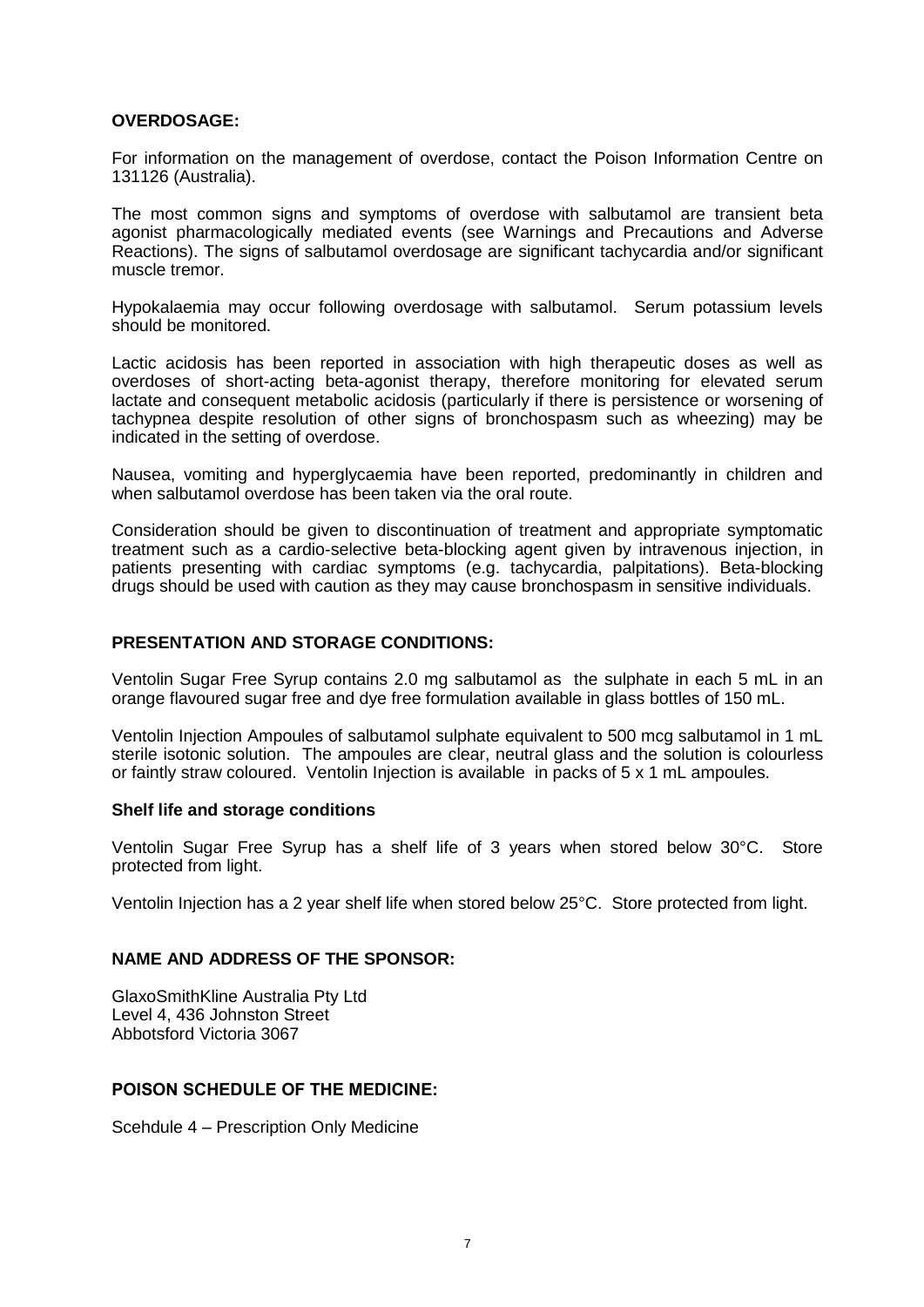## OVERDOSAGE:

For information on the management of overdose, contact the Poison Information Centre on 131126 (Australia).

The most common signs and symptoms of overdose with salbutamol are transient beta agonist pharmacologically mediated events (see Warnings and Precautions and Adverse Reactions). The signs of salbutamol overdosage are significant tachycardia and/or significant muscle tremor.

Hypokalaemia may occur following overdosage with salbutamol. Serum potassium levels should be monitored.

Lactic acidosis has been reported in association with high therapeutic doses as well as overdoses of short-acting beta-agonist therapy, therefore monitoring for elevated serum lactate and consequent metabolic acidosis (particularly if there is persistence or worsening of tachypnea despite resolution of other signs of bronchospasm such as wheezing) may be indicated in the setting of overdose.

Nausea, vomiting and hyperglycaemia have been reported, predominantly in children and when salbutamol overdose has been taken via the oral route.

Consideration should be given to discontinuation of treatment and appropriate symptomatic treatment such as a cardio-selective beta-blocking agent given by intravenous injection, in patients presenting with cardiac symptoms (e.g. tachycardia, palpitations). Beta-blocking drugs should be used with caution as they may cause bronchospasm in sensitive individuals.

## PRESENTATION AND STORAGE CONDITIONS:

Ventolin Sugar Free Syrup contains 2.0 mg salbutamol as the sulphate in each 5 mL in an orange flavoured sugar free and dye free formulation available in glass bottles of 150 mL.

Ventolin Injection Ampoules of salbutamol sulphate equivalent to 500 mcg salbutamol in 1 mL sterile isotonic solution. The ampoules are clear, neutral glass and the solution is colourless or faintly straw coloured. Ventolin Injection is available in packs of 5 x 1 mL ampoules.

### Shelf life and storage conditions

Ventolin Sugar Free Syrup has a shelf life of 3 years when stored below 30°C. Store protected from light.

Ventolin Injection has a 2 year shelf life when stored below 25°C. Store protected from light.

## NAME AND ADDRESS OF THE SPONSOR:

GlaxoSmithKline Australia Pty Ltd
Level 4, 436 Johnston Street
Abbotsford Victoria 3067

## POISON SCHEDULE OF THE MEDICINE:

Scehdule 4 – Prescription Only Medicine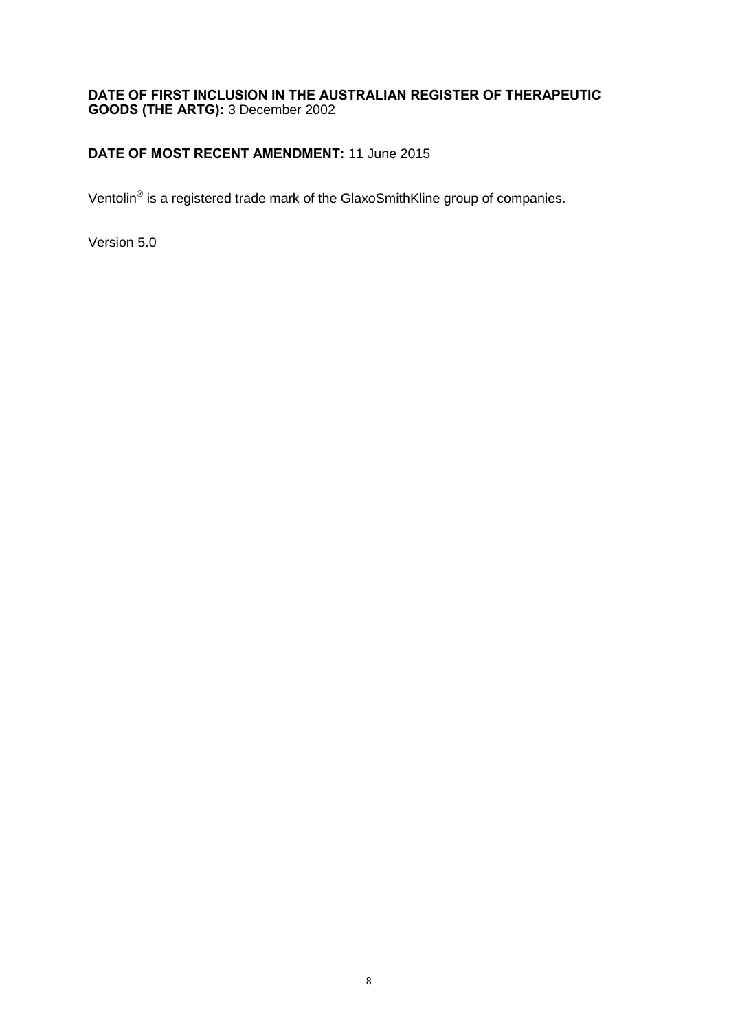**DATE OF FIRST INCLUSION IN THE AUSTRALIAN REGISTER OF THERAPEUTIC GOODS (THE ARTG):** 3 December 2002

**DATE OF MOST RECENT AMENDMENT:** 11 June 2015

Ventolin® is a registered trade mark of the GlaxoSmithKline group of companies.

Version 5.0